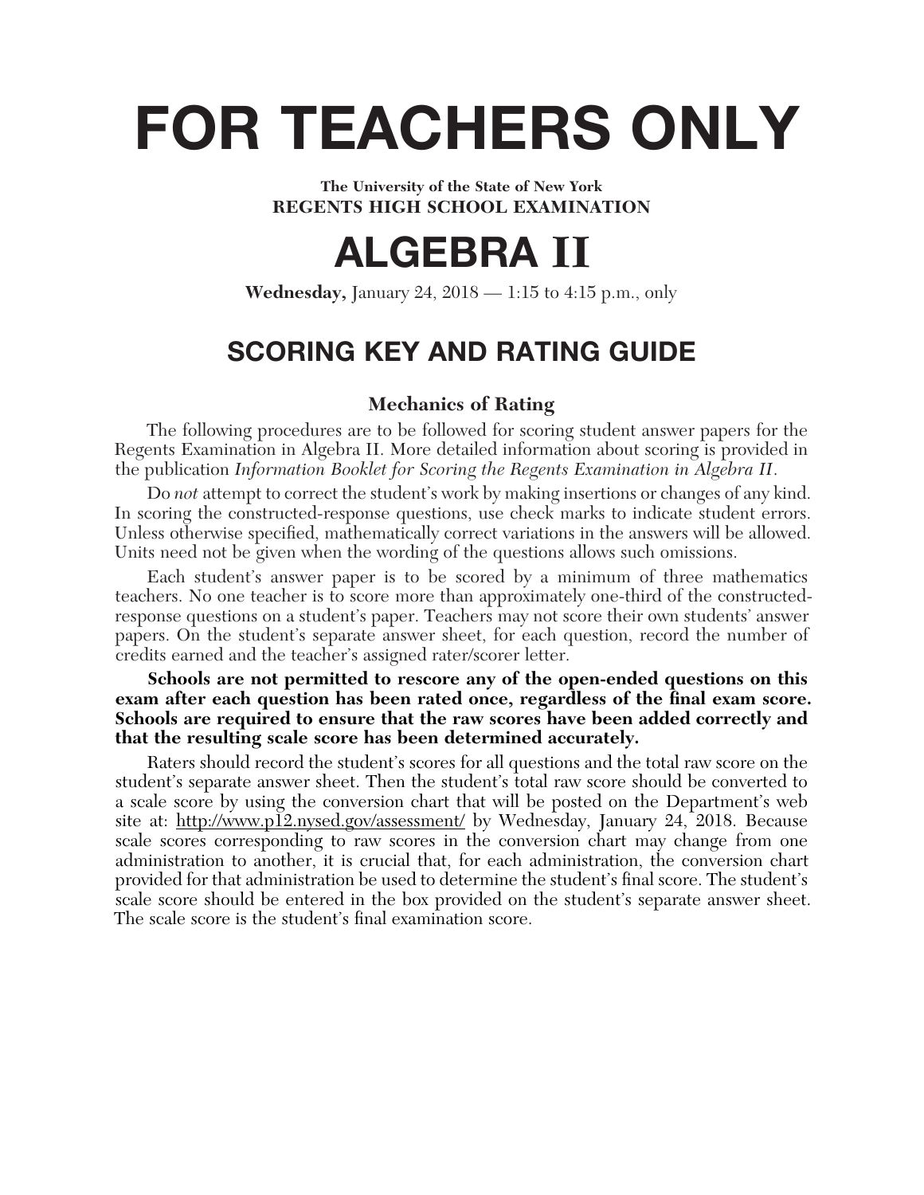# FOR TEACHERS ONLY

**The University of the State of New York**
**REGENTS HIGH SCHOOL EXAMINATION**

# ALGEBRA II

**Wednesday,** January 24, 2018 — 1:15 to 4:15 p.m., only

## SCORING KEY AND RATING GUIDE

### Mechanics of Rating

The following procedures are to be followed for scoring student answer papers for the Regents Examination in Algebra II. More detailed information about scoring is provided in the publication *Information Booklet for Scoring the Regents Examination in Algebra II*.

Do *not* attempt to correct the student's work by making insertions or changes of any kind. In scoring the constructed-response questions, use check marks to indicate student errors. Unless otherwise specified, mathematically correct variations in the answers will be allowed. Units need not be given when the wording of the questions allows such omissions.

Each student's answer paper is to be scored by a minimum of three mathematics teachers. No one teacher is to score more than approximately one-third of the constructed-response questions on a student's paper. Teachers may not score their own students' answer papers. On the student's separate answer sheet, for each question, record the number of credits earned and the teacher's assigned rater/scorer letter.

**Schools are not permitted to rescore any of the open-ended questions on this exam after each question has been rated once, regardless of the final exam score. Schools are required to ensure that the raw scores have been added correctly and that the resulting scale score has been determined accurately.**

Raters should record the student's scores for all questions and the total raw score on the student's separate answer sheet. Then the student's total raw score should be converted to a scale score by using the conversion chart that will be posted on the Department's web site at: http://www.p12.nysed.gov/assessment/ by Wednesday, January 24, 2018. Because scale scores corresponding to raw scores in the conversion chart may change from one administration to another, it is crucial that, for each administration, the conversion chart provided for that administration be used to determine the student's final score. The student's scale score should be entered in the box provided on the student's separate answer sheet. The scale score is the student's final examination score.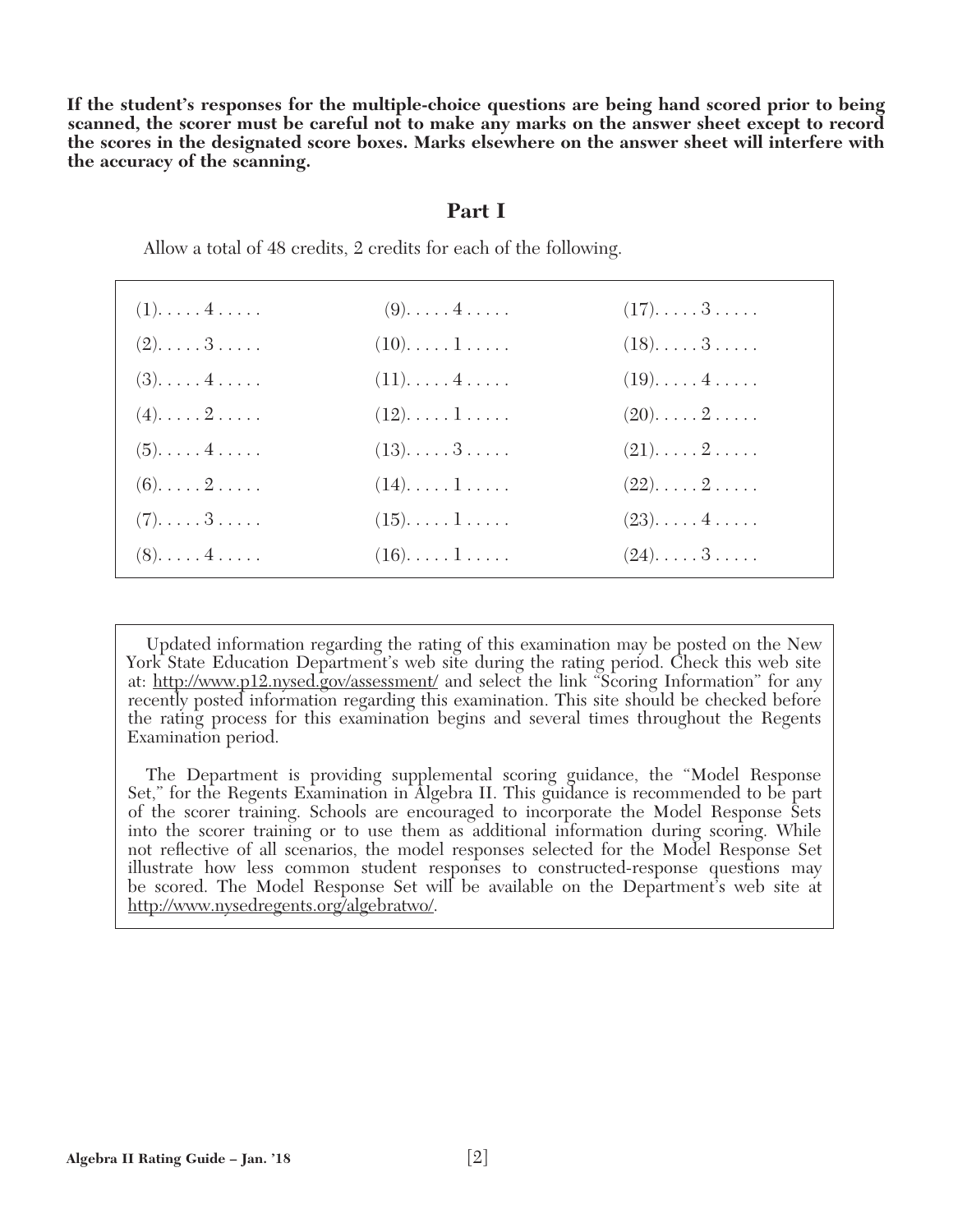**If the student's responses for the multiple-choice questions are being hand scored prior to being scanned, the scorer must be careful not to make any marks on the answer sheet except to record the scores in the designated score boxes. Marks elsewhere on the answer sheet will interfere with the accuracy of the scanning.**

## Part I

Allow a total of 48 credits, 2 credits for each of the following.

| | | |
|---|---|---|
| (1). . . . . 4 . . . . . | (9). . . . . 4 . . . . . | (17). . . . . 3 . . . . . |
| (2). . . . . 3 . . . . . | (10). . . . . 1 . . . . . | (18). . . . . 3 . . . . . |
| (3). . . . . 4 . . . . . | (11). . . . . 4 . . . . . | (19). . . . . 4 . . . . . |
| (4). . . . . 2 . . . . . | (12). . . . . 1 . . . . . | (20). . . . . 2 . . . . . |
| (5). . . . . 4 . . . . . | (13). . . . . 3 . . . . . | (21). . . . . 2 . . . . . |
| (6). . . . . 2 . . . . . | (14). . . . . 1 . . . . . | (22). . . . . 2 . . . . . |
| (7). . . . . 3 . . . . . | (15). . . . . 1 . . . . . | (23). . . . . 4 . . . . . |
| (8). . . . . 4 . . . . . | (16). . . . . 1 . . . . . | (24). . . . . 3 . . . . . |

Updated information regarding the rating of this examination may be posted on the New York State Education Department's web site during the rating period. Check this web site at: http://www.p12.nysed.gov/assessment/ and select the link "Scoring Information" for any recently posted information regarding this examination. This site should be checked before the rating process for this examination begins and several times throughout the Regents Examination period.

The Department is providing supplemental scoring guidance, the "Model Response Set," for the Regents Examination in Algebra II. This guidance is recommended to be part of the scorer training. Schools are encouraged to incorporate the Model Response Sets into the scorer training or to use them as additional information during scoring. While not reflective of all scenarios, the model responses selected for the Model Response Set illustrate how less common student responses to constructed-response questions may be scored. The Model Response Set will be available on the Department's web site at http://www.nysedregents.org/algebratwo/.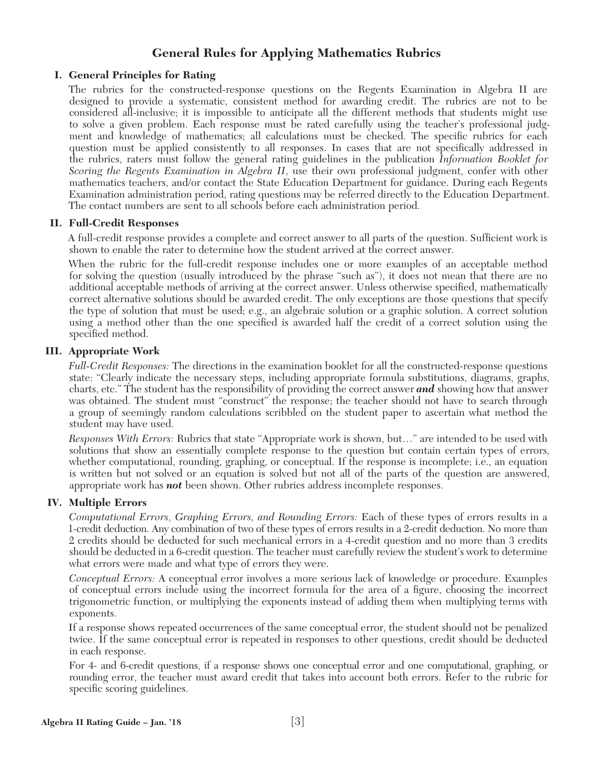# General Rules for Applying Mathematics Rubrics

## I. General Principles for Rating

The rubrics for the constructed-response questions on the Regents Examination in Algebra II are designed to provide a systematic, consistent method for awarding credit. The rubrics are not to be considered all-inclusive; it is impossible to anticipate all the different methods that students might use to solve a given problem. Each response must be rated carefully using the teacher's professional judgment and knowledge of mathematics; all calculations must be checked. The specific rubrics for each question must be applied consistently to all responses. In cases that are not specifically addressed in the rubrics, raters must follow the general rating guidelines in the publication *Information Booklet for Scoring the Regents Examination in Algebra II*, use their own professional judgment, confer with other mathematics teachers, and/or contact the State Education Department for guidance. During each Regents Examination administration period, rating questions may be referred directly to the Education Department. The contact numbers are sent to all schools before each administration period.

## II. Full-Credit Responses

A full-credit response provides a complete and correct answer to all parts of the question. Sufficient work is shown to enable the rater to determine how the student arrived at the correct answer.

When the rubric for the full-credit response includes one or more examples of an acceptable method for solving the question (usually introduced by the phrase "such as"), it does not mean that there are no additional acceptable methods of arriving at the correct answer. Unless otherwise specified, mathematically correct alternative solutions should be awarded credit. The only exceptions are those questions that specify the type of solution that must be used; e.g., an algebraic solution or a graphic solution. A correct solution using a method other than the one specified is awarded half the credit of a correct solution using the specified method.

## III. Appropriate Work

*Full-Credit Responses:* The directions in the examination booklet for all the constructed-response questions state: "Clearly indicate the necessary steps, including appropriate formula substitutions, diagrams, graphs, charts, etc." The student has the responsibility of providing the correct answer ***and*** showing how that answer was obtained. The student must "construct" the response; the teacher should not have to search through a group of seemingly random calculations scribbled on the student paper to ascertain what method the student may have used.

*Responses With Errors:* Rubrics that state "Appropriate work is shown, but…" are intended to be used with solutions that show an essentially complete response to the question but contain certain types of errors, whether computational, rounding, graphing, or conceptual. If the response is incomplete; i.e., an equation is written but not solved or an equation is solved but not all of the parts of the question are answered, appropriate work has ***not*** been shown. Other rubrics address incomplete responses.

## IV. Multiple Errors

*Computational Errors, Graphing Errors, and Rounding Errors:* Each of these types of errors results in a 1-credit deduction. Any combination of two of these types of errors results in a 2-credit deduction. No more than 2 credits should be deducted for such mechanical errors in a 4-credit question and no more than 3 credits should be deducted in a 6-credit question. The teacher must carefully review the student's work to determine what errors were made and what type of errors they were.

*Conceptual Errors:* A conceptual error involves a more serious lack of knowledge or procedure. Examples of conceptual errors include using the incorrect formula for the area of a figure, choosing the incorrect trigonometric function, or multiplying the exponents instead of adding them when multiplying terms with exponents.

If a response shows repeated occurrences of the same conceptual error, the student should not be penalized twice. If the same conceptual error is repeated in responses to other questions, credit should be deducted in each response.

For 4- and 6-credit questions, if a response shows one conceptual error and one computational, graphing, or rounding error, the teacher must award credit that takes into account both errors. Refer to the rubric for specific scoring guidelines.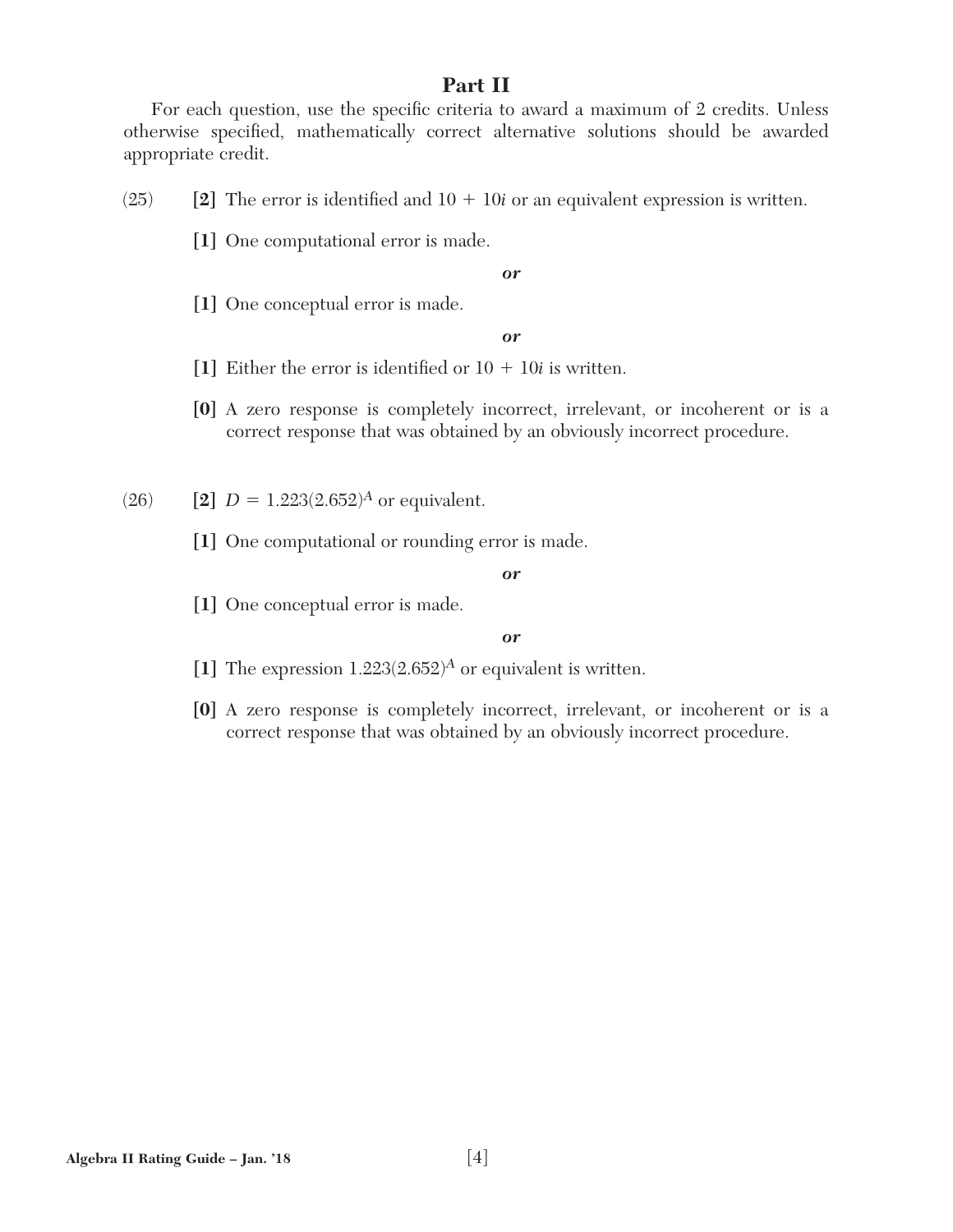## Part II

For each question, use the specific criteria to award a maximum of 2 credits. Unless otherwise specified, mathematically correct alternative solutions should be awarded appropriate credit.

(25) **[2]** The error is identified and $10 + 10i$ or an equivalent expression is written.

**[1]** One computational error is made.

***or***

**[1]** One conceptual error is made.

***or***

**[1]** Either the error is identified or $10 + 10i$ is written.

**[0]** A zero response is completely incorrect, irrelevant, or incoherent or is a correct response that was obtained by an obviously incorrect procedure.

(26) **[2]** $D = 1.223(2.652)^A$ or equivalent.

**[1]** One computational or rounding error is made.

***or***

**[1]** One conceptual error is made.

***or***

**[1]** The expression $1.223(2.652)^A$ or equivalent is written.

**[0]** A zero response is completely incorrect, irrelevant, or incoherent or is a correct response that was obtained by an obviously incorrect procedure.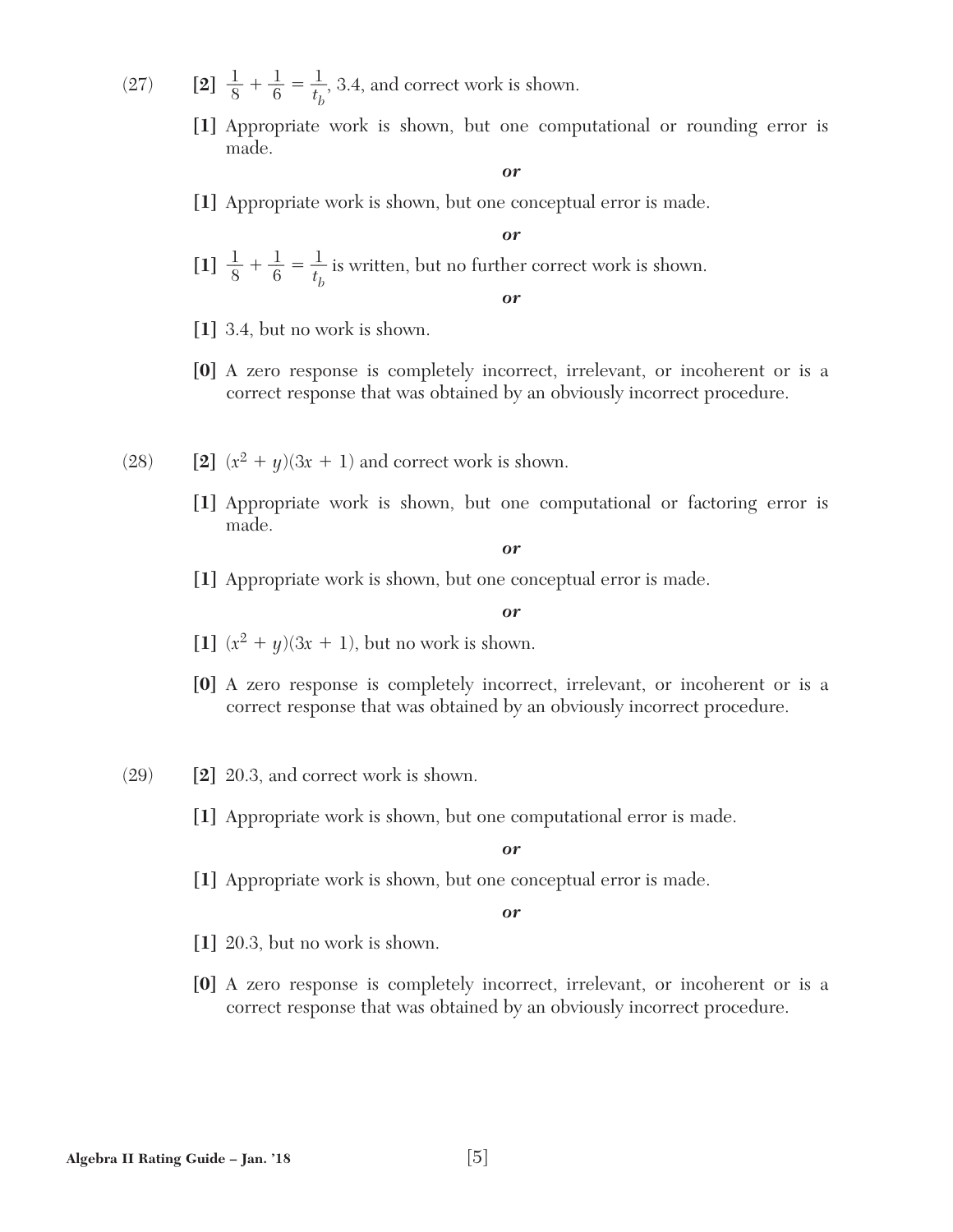(27) **[2]** $\frac{1}{8} + \frac{1}{6} = \frac{1}{t_b}$, 3.4, and correct work is shown.

**[1]** Appropriate work is shown, but one computational or rounding error is made.

*or*

**[1]** Appropriate work is shown, but one conceptual error is made.

*or*

**[1]** $\frac{1}{8} + \frac{1}{6} = \frac{1}{t_b}$ is written, but no further correct work is shown.

*or*

**[1]** 3.4, but no work is shown.

**[0]** A zero response is completely incorrect, irrelevant, or incoherent or is a correct response that was obtained by an obviously incorrect procedure.

(28) **[2]** $(x^2 + y)(3x + 1)$ and correct work is shown.

**[1]** Appropriate work is shown, but one computational or factoring error is made.

*or*

**[1]** Appropriate work is shown, but one conceptual error is made.

*or*

**[1]** $(x^2 + y)(3x + 1)$, but no work is shown.

**[0]** A zero response is completely incorrect, irrelevant, or incoherent or is a correct response that was obtained by an obviously incorrect procedure.

(29) **[2]** 20.3, and correct work is shown.

**[1]** Appropriate work is shown, but one computational error is made.

*or*

**[1]** Appropriate work is shown, but one conceptual error is made.

*or*

**[1]** 20.3, but no work is shown.

**[0]** A zero response is completely incorrect, irrelevant, or incoherent or is a correct response that was obtained by an obviously incorrect procedure.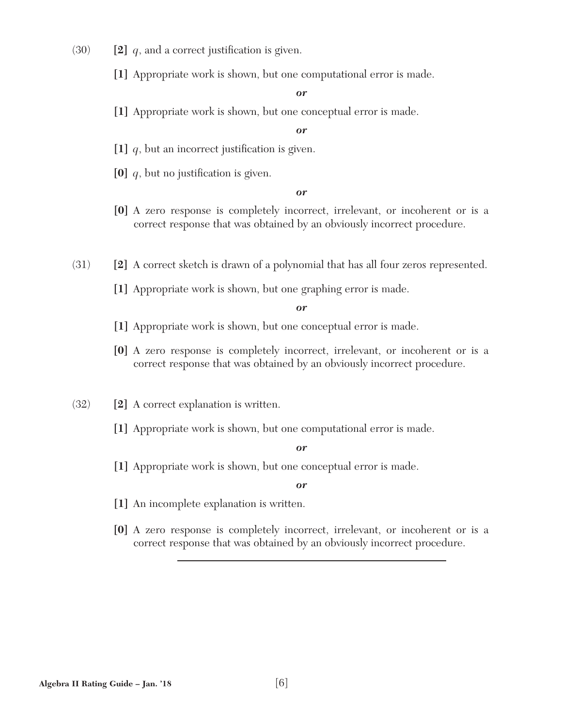(30) **[2]** $q$, and a correct justification is given.

**[1]** Appropriate work is shown, but one computational error is made.

***or***

**[1]** Appropriate work is shown, but one conceptual error is made.

***or***

**[1]** $q$, but an incorrect justification is given.

**[0]** $q$, but no justification is given.

***or***

**[0]** A zero response is completely incorrect, irrelevant, or incoherent or is a correct response that was obtained by an obviously incorrect procedure.

(31) **[2]** A correct sketch is drawn of a polynomial that has all four zeros represented.

**[1]** Appropriate work is shown, but one graphing error is made.

***or***

**[1]** Appropriate work is shown, but one conceptual error is made.

**[0]** A zero response is completely incorrect, irrelevant, or incoherent or is a correct response that was obtained by an obviously incorrect procedure.

(32) **[2]** A correct explanation is written.

**[1]** Appropriate work is shown, but one computational error is made.

***or***

**[1]** Appropriate work is shown, but one conceptual error is made.

***or***

**[1]** An incomplete explanation is written.

**[0]** A zero response is completely incorrect, irrelevant, or incoherent or is a correct response that was obtained by an obviously incorrect procedure.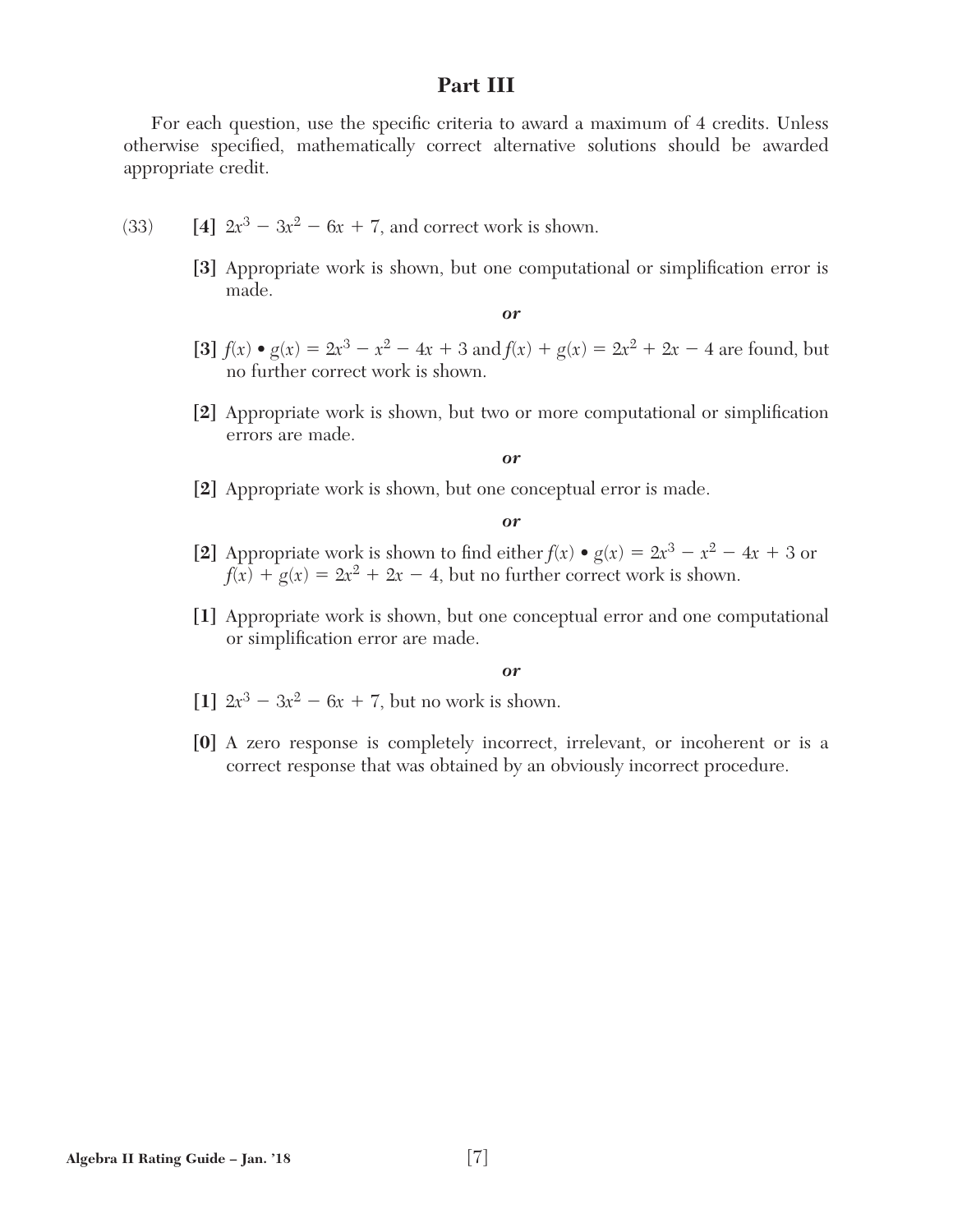## Part III

For each question, use the specific criteria to award a maximum of 4 credits. Unless otherwise specified, mathematically correct alternative solutions should be awarded appropriate credit.

(33) **[4]** $2x^3 - 3x^2 - 6x + 7$, and correct work is shown.

**[3]** Appropriate work is shown, but one computational or simplification error is made.

*or*

**[3]** $f(x) \bullet g(x) = 2x^3 - x^2 - 4x + 3$ and $f(x) + g(x) = 2x^2 + 2x - 4$ are found, but no further correct work is shown.

**[2]** Appropriate work is shown, but two or more computational or simplification errors are made.

*or*

**[2]** Appropriate work is shown, but one conceptual error is made.

*or*

**[2]** Appropriate work is shown to find either $f(x) \bullet g(x) = 2x^3 - x^2 - 4x + 3$ or $f(x) + g(x) = 2x^2 + 2x - 4$, but no further correct work is shown.

**[1]** Appropriate work is shown, but one conceptual error and one computational or simplification error are made.

*or*

**[1]** $2x^3 - 3x^2 - 6x + 7$, but no work is shown.

**[0]** A zero response is completely incorrect, irrelevant, or incoherent or is a correct response that was obtained by an obviously incorrect procedure.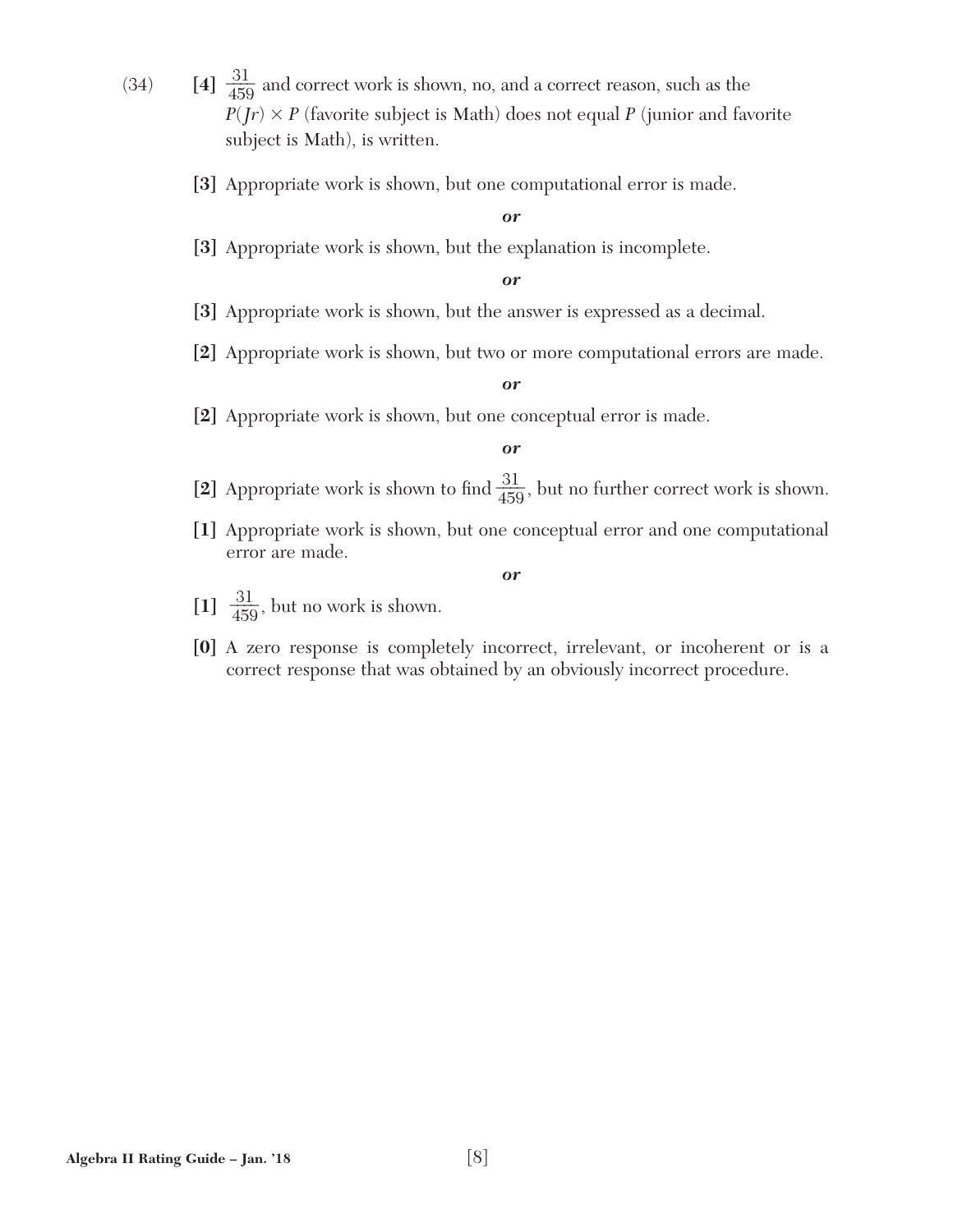(34) **[4]** $\frac{31}{459}$ and correct work is shown, no, and a correct reason, such as the $P(Jr) \times P$ (favorite subject is Math) does not equal $P$ (junior and favorite subject is Math), is written.

**[3]** Appropriate work is shown, but one computational error is made.

*or*

**[3]** Appropriate work is shown, but the explanation is incomplete.

*or*

**[3]** Appropriate work is shown, but the answer is expressed as a decimal.

**[2]** Appropriate work is shown, but two or more computational errors are made.

*or*

**[2]** Appropriate work is shown, but one conceptual error is made.

*or*

**[2]** Appropriate work is shown to find $\frac{31}{459}$, but no further correct work is shown.

**[1]** Appropriate work is shown, but one conceptual error and one computational error are made.

*or*

**[1]** $\frac{31}{459}$, but no work is shown.

**[0]** A zero response is completely incorrect, irrelevant, or incoherent or is a correct response that was obtained by an obviously incorrect procedure.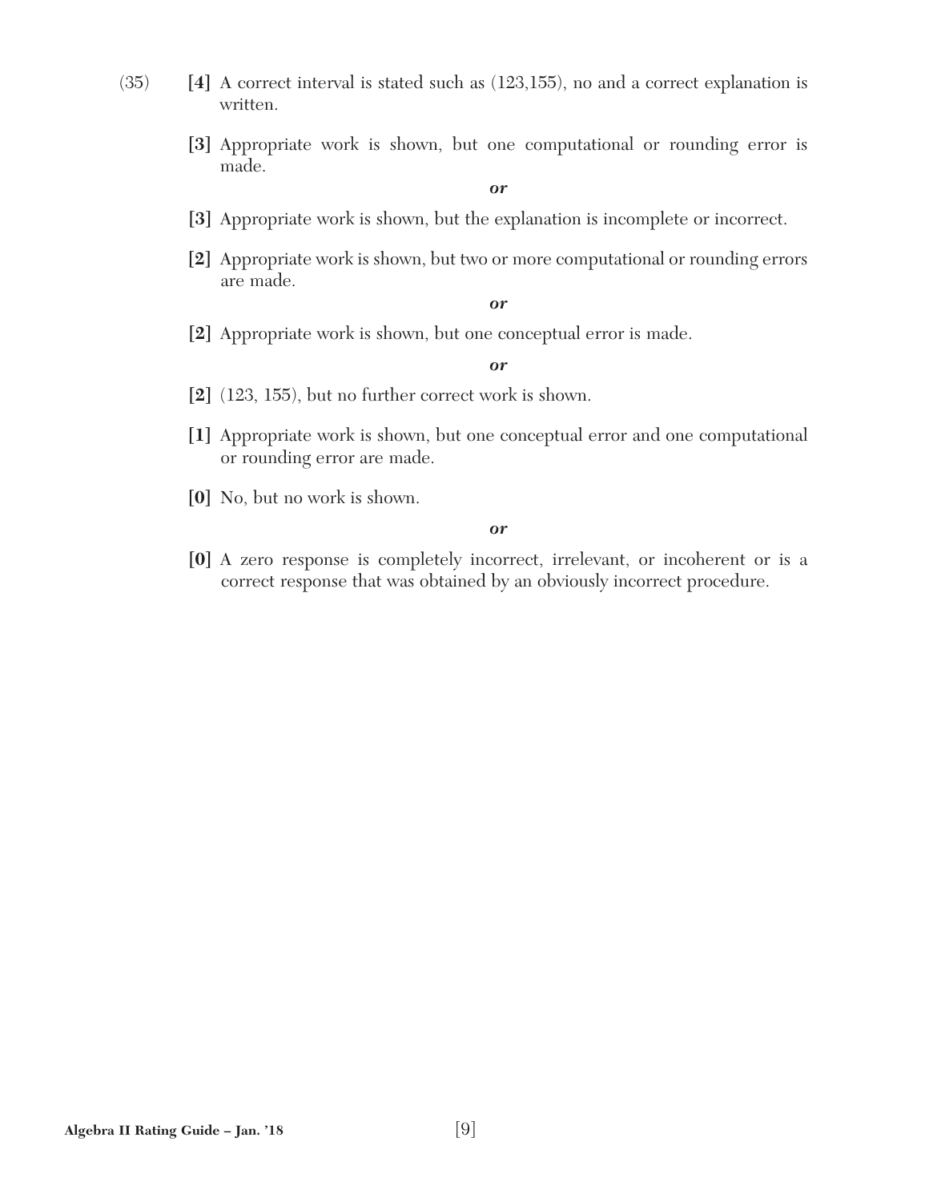(35) **[4]** A correct interval is stated such as (123,155), no and a correct explanation is written.

**[3]** Appropriate work is shown, but one computational or rounding error is made.

***or***

**[3]** Appropriate work is shown, but the explanation is incomplete or incorrect.

**[2]** Appropriate work is shown, but two or more computational or rounding errors are made.

***or***

**[2]** Appropriate work is shown, but one conceptual error is made.

***or***

**[2]** (123, 155), but no further correct work is shown.

**[1]** Appropriate work is shown, but one conceptual error and one computational or rounding error are made.

**[0]** No, but no work is shown.

***or***

**[0]** A zero response is completely incorrect, irrelevant, or incoherent or is a correct response that was obtained by an obviously incorrect procedure.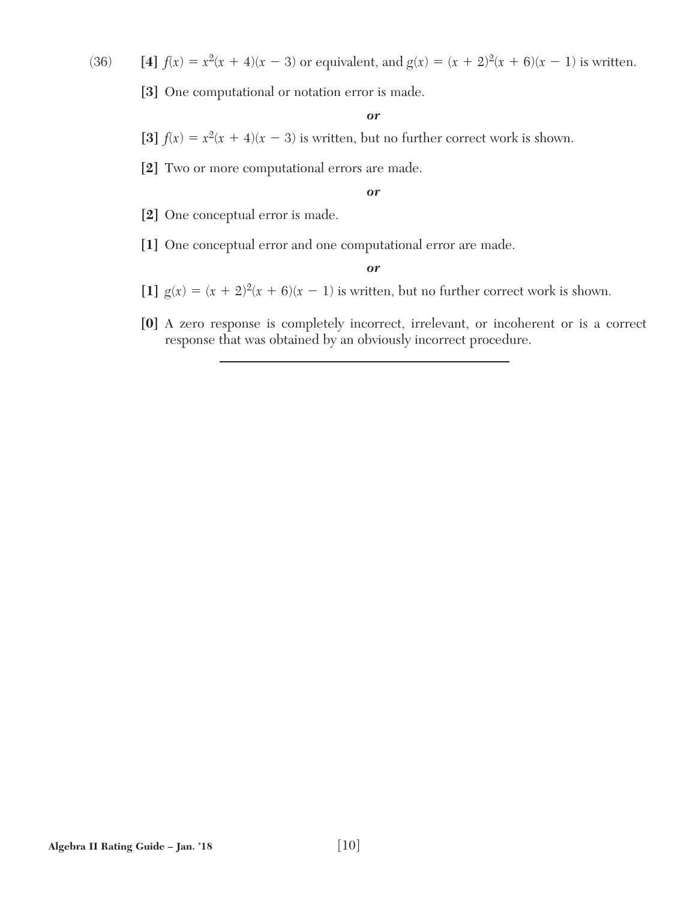(36) **[4]** $f(x) = x^2(x + 4)(x - 3)$ or equivalent, and $g(x) = (x + 2)^2(x + 6)(x - 1)$ is written.

**[3]** One computational or notation error is made.

***or***

**[3]** $f(x) = x^2(x + 4)(x - 3)$ is written, but no further correct work is shown.

**[2]** Two or more computational errors are made.

***or***

**[2]** One conceptual error is made.

**[1]** One conceptual error and one computational error are made.

***or***

**[1]** $g(x) = (x + 2)^2(x + 6)(x - 1)$ is written, but no further correct work is shown.

**[0]** A zero response is completely incorrect, irrelevant, or incoherent or is a correct response that was obtained by an obviously incorrect procedure.

---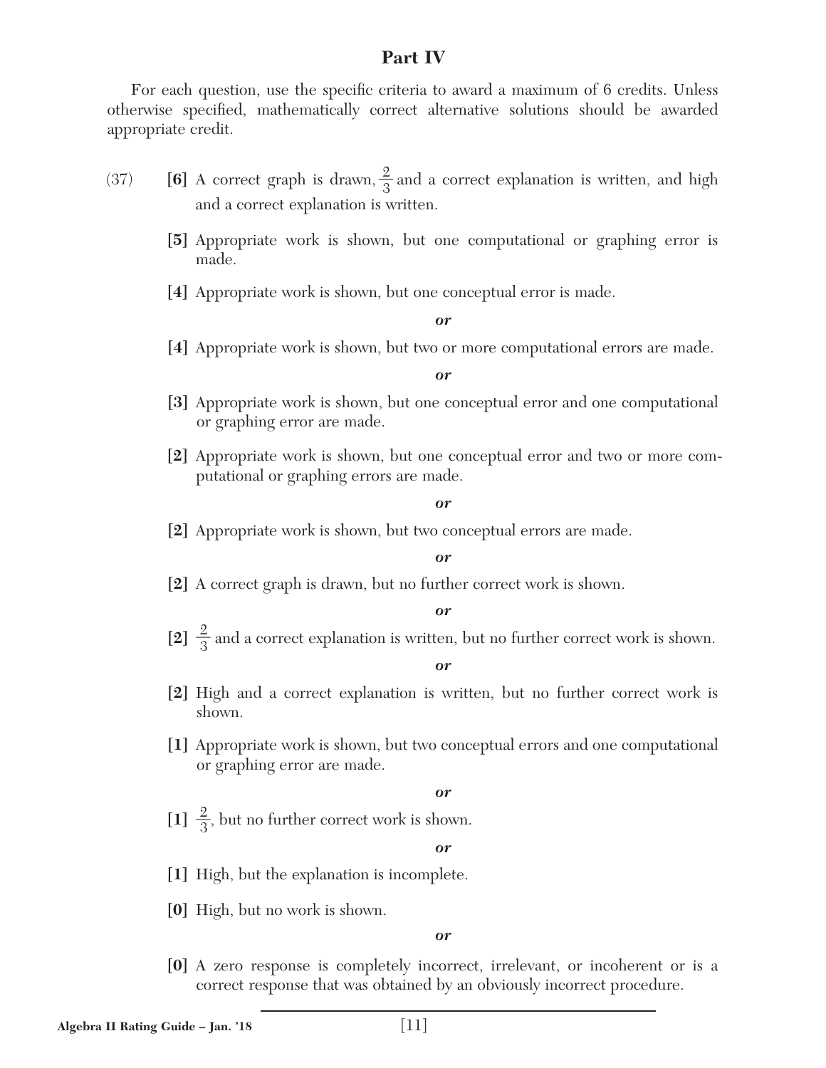## Part IV

For each question, use the specific criteria to award a maximum of 6 credits. Unless otherwise specified, mathematically correct alternative solutions should be awarded appropriate credit.

(37) **[6]** A correct graph is drawn, $\frac{2}{3}$ and a correct explanation is written, and high and a correct explanation is written.

**[5]** Appropriate work is shown, but one computational or graphing error is made.

**[4]** Appropriate work is shown, but one conceptual error is made.

***or***

**[4]** Appropriate work is shown, but two or more computational errors are made.

***or***

**[3]** Appropriate work is shown, but one conceptual error and one computational or graphing error are made.

**[2]** Appropriate work is shown, but one conceptual error and two or more computational or graphing errors are made.

***or***

**[2]** Appropriate work is shown, but two conceptual errors are made.

***or***

**[2]** A correct graph is drawn, but no further correct work is shown.

***or***

**[2]** $\frac{2}{3}$ and a correct explanation is written, but no further correct work is shown.

***or***

**[2]** High and a correct explanation is written, but no further correct work is shown.

**[1]** Appropriate work is shown, but two conceptual errors and one computational or graphing error are made.

***or***

**[1]** $\frac{2}{3}$, but no further correct work is shown.

***or***

**[1]** High, but the explanation is incomplete.

**[0]** High, but no work is shown.

***or***

**[0]** A zero response is completely incorrect, irrelevant, or incoherent or is a correct response that was obtained by an obviously incorrect procedure.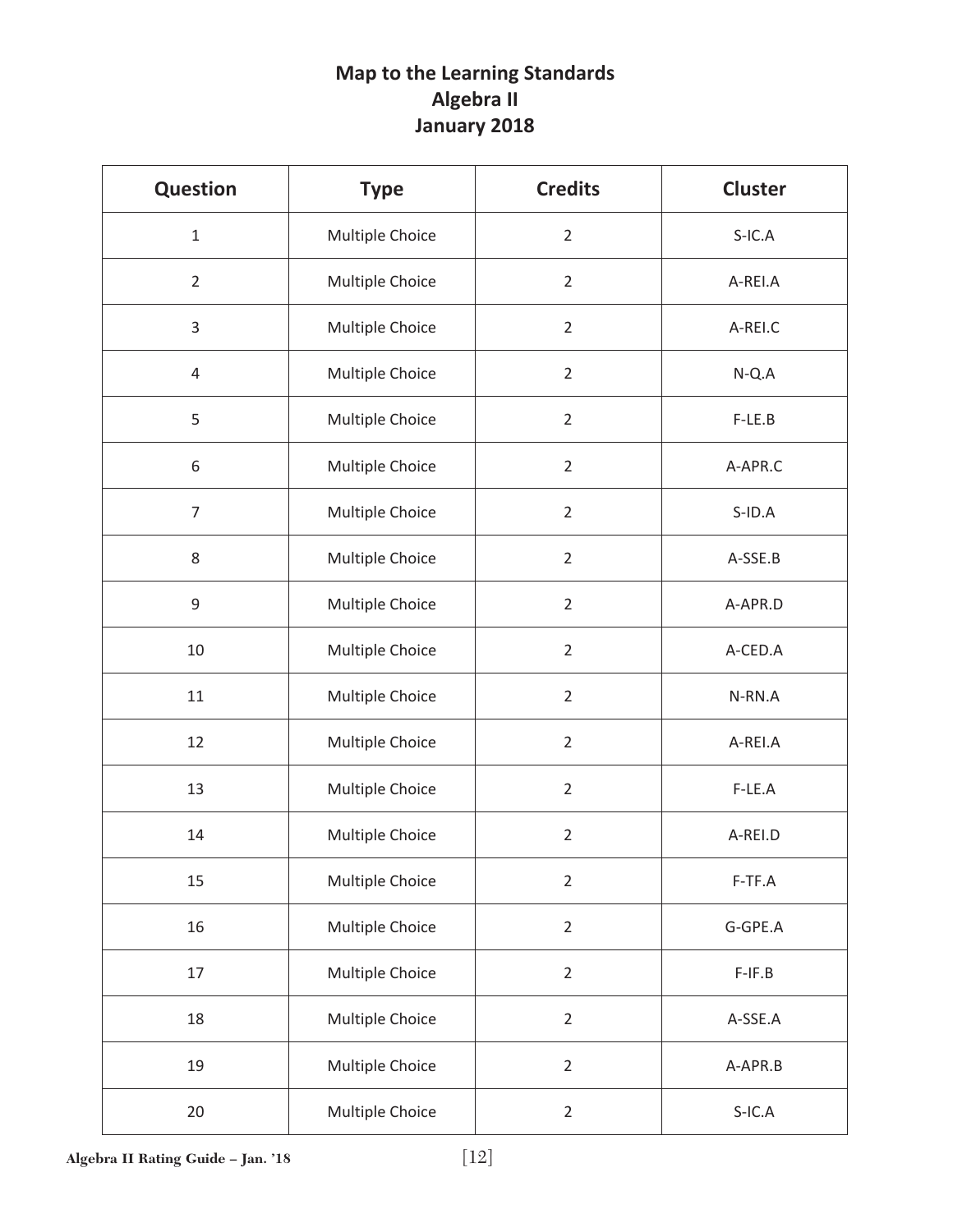# Map to the Learning Standards
## Algebra II
## January 2018

| Question | Type | Credits | Cluster |
|---|---|---|---|
| 1 | Multiple Choice | 2 | S-IC.A |
| 2 | Multiple Choice | 2 | A-REI.A |
| 3 | Multiple Choice | 2 | A-REI.C |
| 4 | Multiple Choice | 2 | N-Q.A |
| 5 | Multiple Choice | 2 | F-LE.B |
| 6 | Multiple Choice | 2 | A-APR.C |
| 7 | Multiple Choice | 2 | S-ID.A |
| 8 | Multiple Choice | 2 | A-SSE.B |
| 9 | Multiple Choice | 2 | A-APR.D |
| 10 | Multiple Choice | 2 | A-CED.A |
| 11 | Multiple Choice | 2 | N-RN.A |
| 12 | Multiple Choice | 2 | A-REI.A |
| 13 | Multiple Choice | 2 | F-LE.A |
| 14 | Multiple Choice | 2 | A-REI.D |
| 15 | Multiple Choice | 2 | F-TF.A |
| 16 | Multiple Choice | 2 | G-GPE.A |
| 17 | Multiple Choice | 2 | F-IF.B |
| 18 | Multiple Choice | 2 | A-SSE.A |
| 19 | Multiple Choice | 2 | A-APR.B |
| 20 | Multiple Choice | 2 | S-IC.A |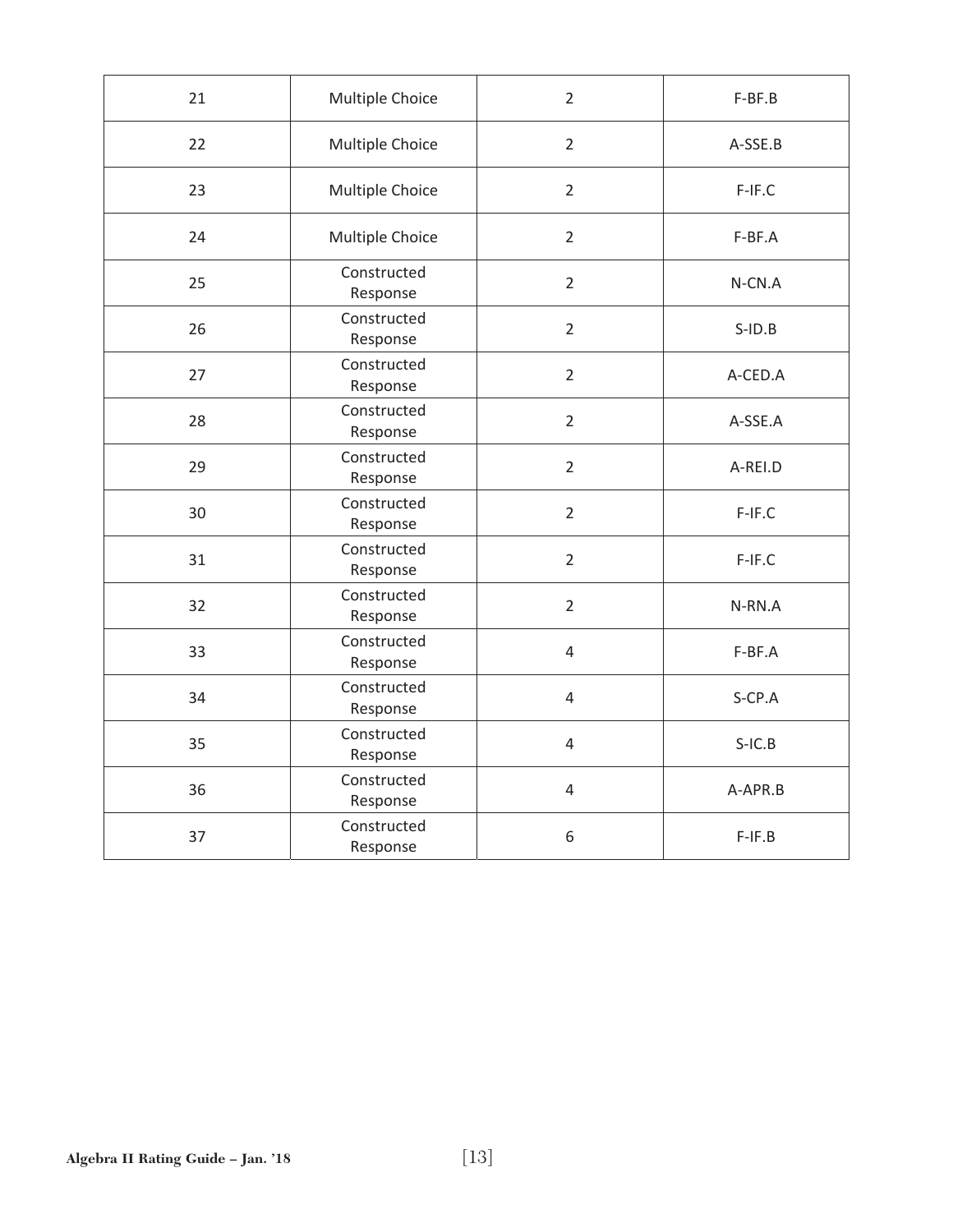| 21 | Multiple Choice | 2 | F-BF.B |
|---|---|---|---|
| 22 | Multiple Choice | 2 | A-SSE.B |
| 23 | Multiple Choice | 2 | F-IF.C |
| 24 | Multiple Choice | 2 | F-BF.A |
| 25 | Constructed Response | 2 | N-CN.A |
| 26 | Constructed Response | 2 | S-ID.B |
| 27 | Constructed Response | 2 | A-CED.A |
| 28 | Constructed Response | 2 | A-SSE.A |
| 29 | Constructed Response | 2 | A-REI.D |
| 30 | Constructed Response | 2 | F-IF.C |
| 31 | Constructed Response | 2 | F-IF.C |
| 32 | Constructed Response | 2 | N-RN.A |
| 33 | Constructed Response | 4 | F-BF.A |
| 34 | Constructed Response | 4 | S-CP.A |
| 35 | Constructed Response | 4 | S-IC.B |
| 36 | Constructed Response | 4 | A-APR.B |
| 37 | Constructed Response | 6 | F-IF.B |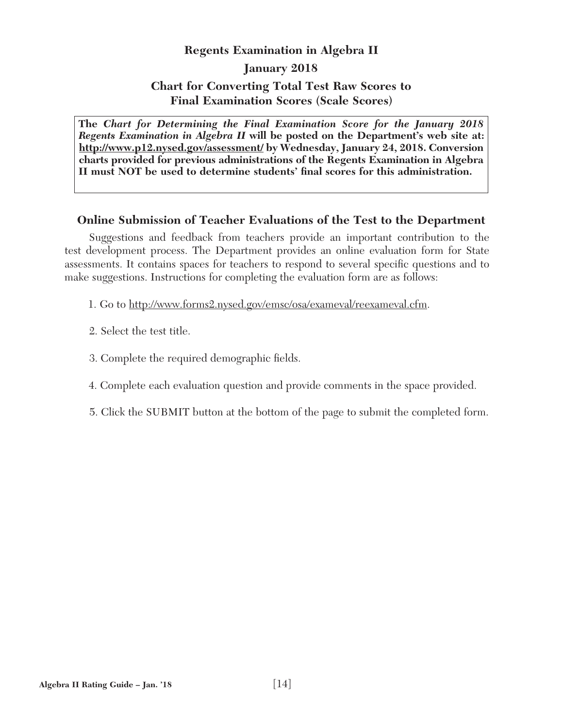## Regents Examination in Algebra II

## January 2018

## Chart for Converting Total Test Raw Scores to Final Examination Scores (Scale Scores)

**The *Chart for Determining the Final Examination Score for the January 2018 Regents Examination in Algebra II* will be posted on the Department's web site at: http://www.p12.nysed.gov/assessment/ by Wednesday, January 24, 2018. Conversion charts provided for previous administrations of the Regents Examination in Algebra II must NOT be used to determine students' final scores for this administration.**

### Online Submission of Teacher Evaluations of the Test to the Department

Suggestions and feedback from teachers provide an important contribution to the test development process. The Department provides an online evaluation form for State assessments. It contains spaces for teachers to respond to several specific questions and to make suggestions. Instructions for completing the evaluation form are as follows:

1. Go to http://www.forms2.nysed.gov/emsc/osa/exameval/reexameval.cfm.
2. Select the test title.
3. Complete the required demographic fields.
4. Complete each evaluation question and provide comments in the space provided.
5. Click the SUBMIT button at the bottom of the page to submit the completed form.